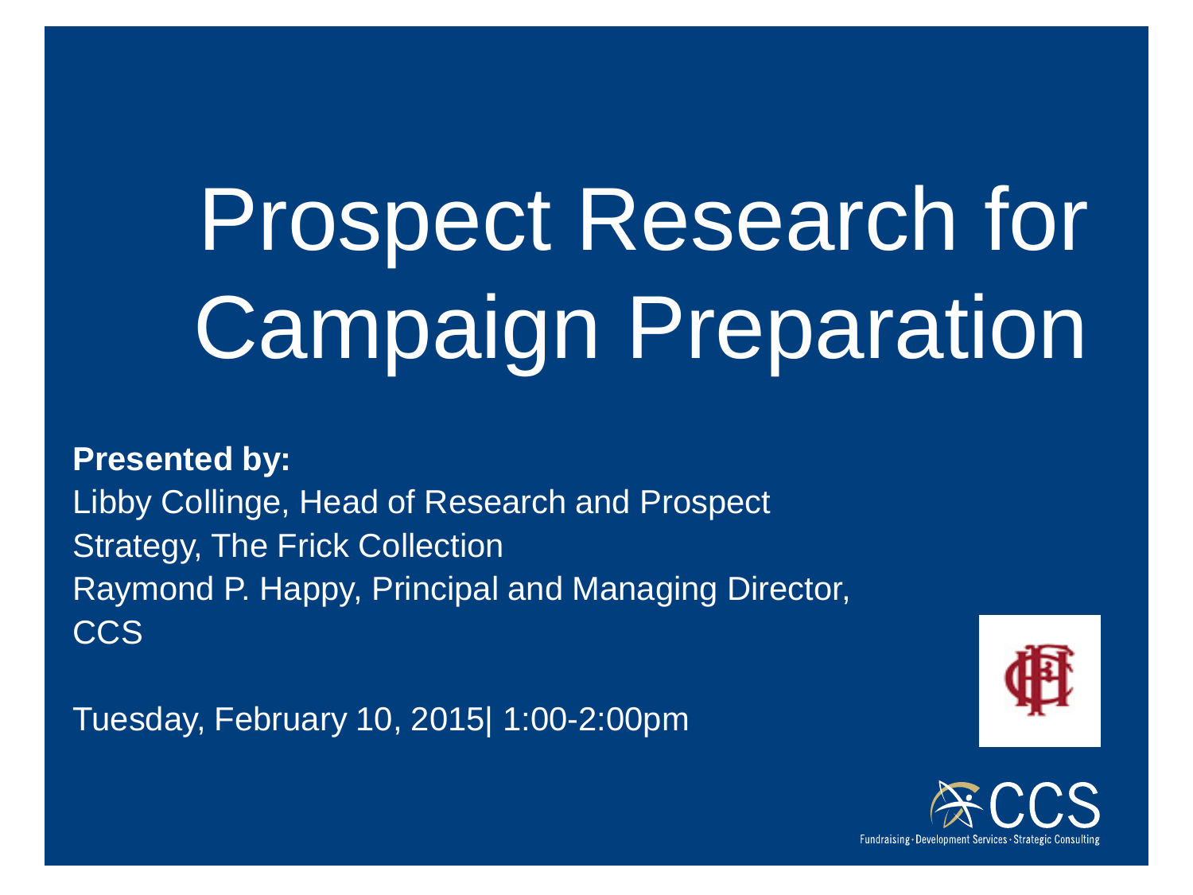# Prospect Research for Campaign Preparation

**Presented by:**
Libby Collinge, Head of Research and Prospect Strategy, The Frick Collection
Raymond P. Happy, Principal and Managing Director, CCS

Tuesday, February 10, 2015| 1:00-2:00pm

CCS
Fundraising · Development Services · Strategic Consulting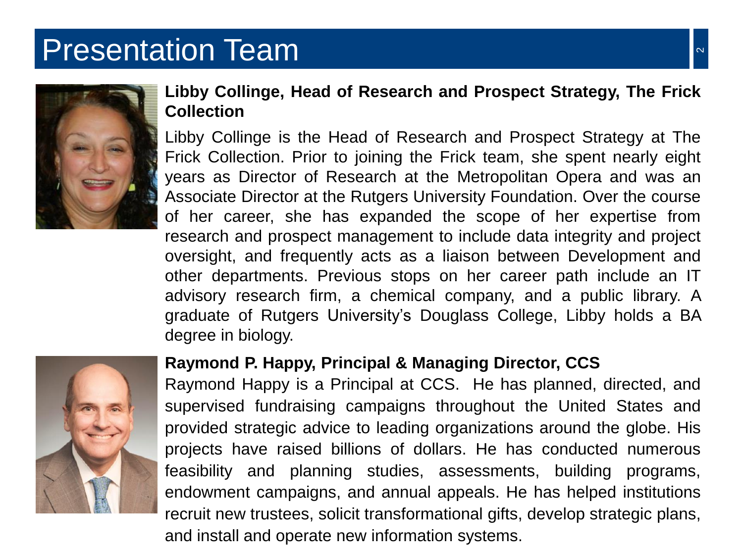# Presentation Team

**Libby Collinge, Head of Research and Prospect Strategy, The Frick Collection**

Libby Collinge is the Head of Research and Prospect Strategy at The Frick Collection. Prior to joining the Frick team, she spent nearly eight years as Director of Research at the Metropolitan Opera and was an Associate Director at the Rutgers University Foundation. Over the course of her career, she has expanded the scope of her expertise from research and prospect management to include data integrity and project oversight, and frequently acts as a liaison between Development and other departments. Previous stops on her career path include an IT advisory research firm, a chemical company, and a public library. A graduate of Rutgers University's Douglass College, Libby holds a BA degree in biology.

**Raymond P. Happy, Principal & Managing Director, CCS**

Raymond Happy is a Principal at CCS. He has planned, directed, and supervised fundraising campaigns throughout the United States and provided strategic advice to leading organizations around the globe. His projects have raised billions of dollars. He has conducted numerous feasibility and planning studies, assessments, building programs, endowment campaigns, and annual appeals. He has helped institutions recruit new trustees, solicit transformational gifts, develop strategic plans, and install and operate new information systems.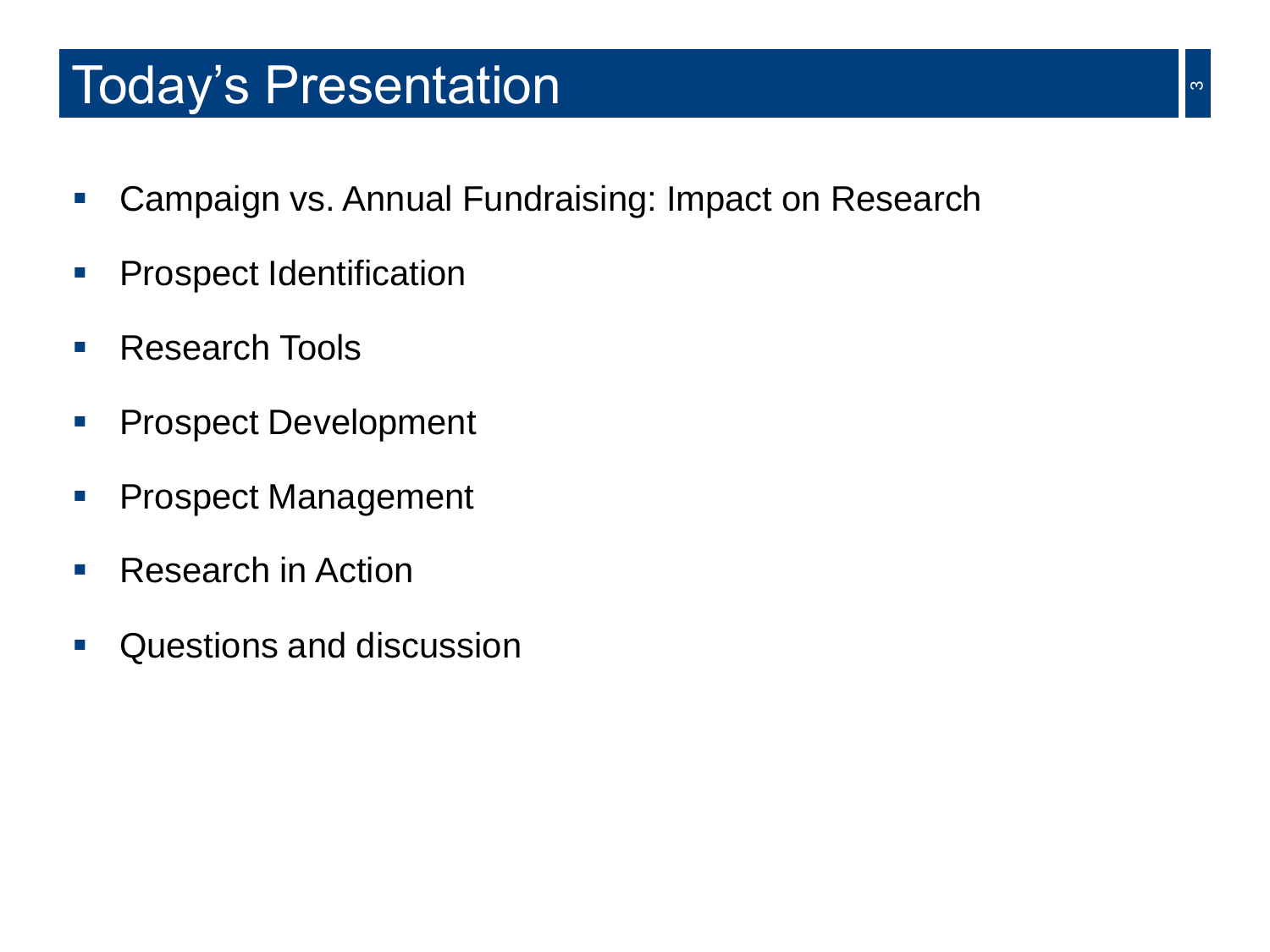# Today’s Presentation

- Campaign vs. Annual Fundraising: Impact on Research
- Prospect Identification
- Research Tools
- Prospect Development
- Prospect Management
- Research in Action
- Questions and discussion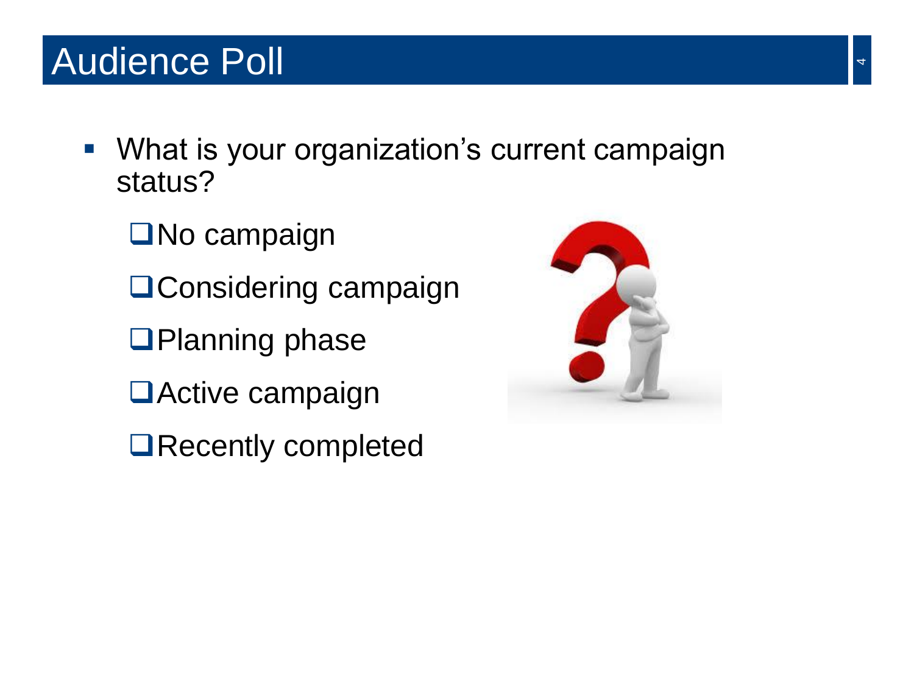# Audience Poll

- What is your organization's current campaign status?
  - ☐ No campaign
  - ☐ Considering campaign
  - ☐ Planning phase
  - ☐ Active campaign
  - ☐ Recently completed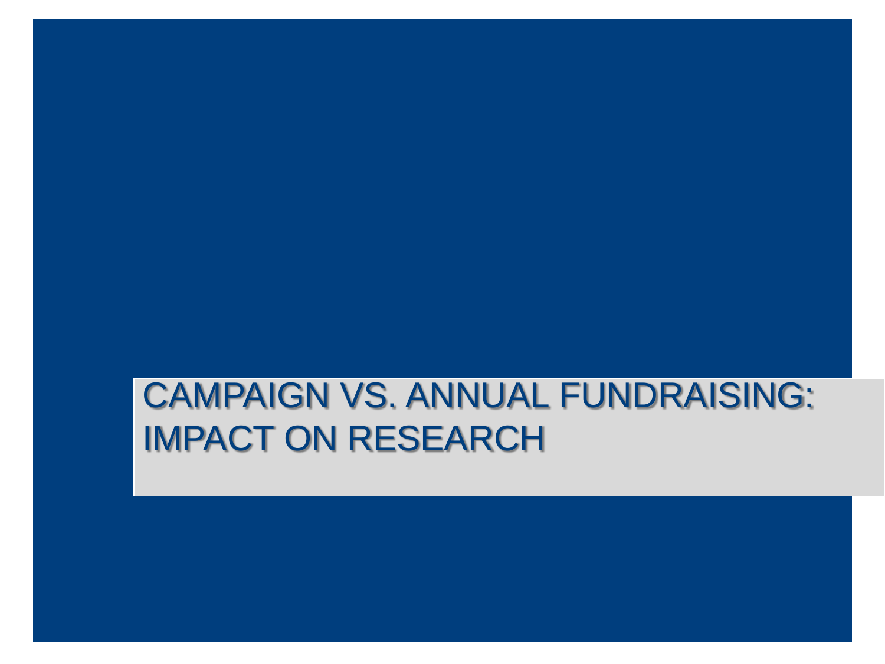# CAMPAIGN VS. ANNUAL FUNDRAISING: IMPACT ON RESEARCH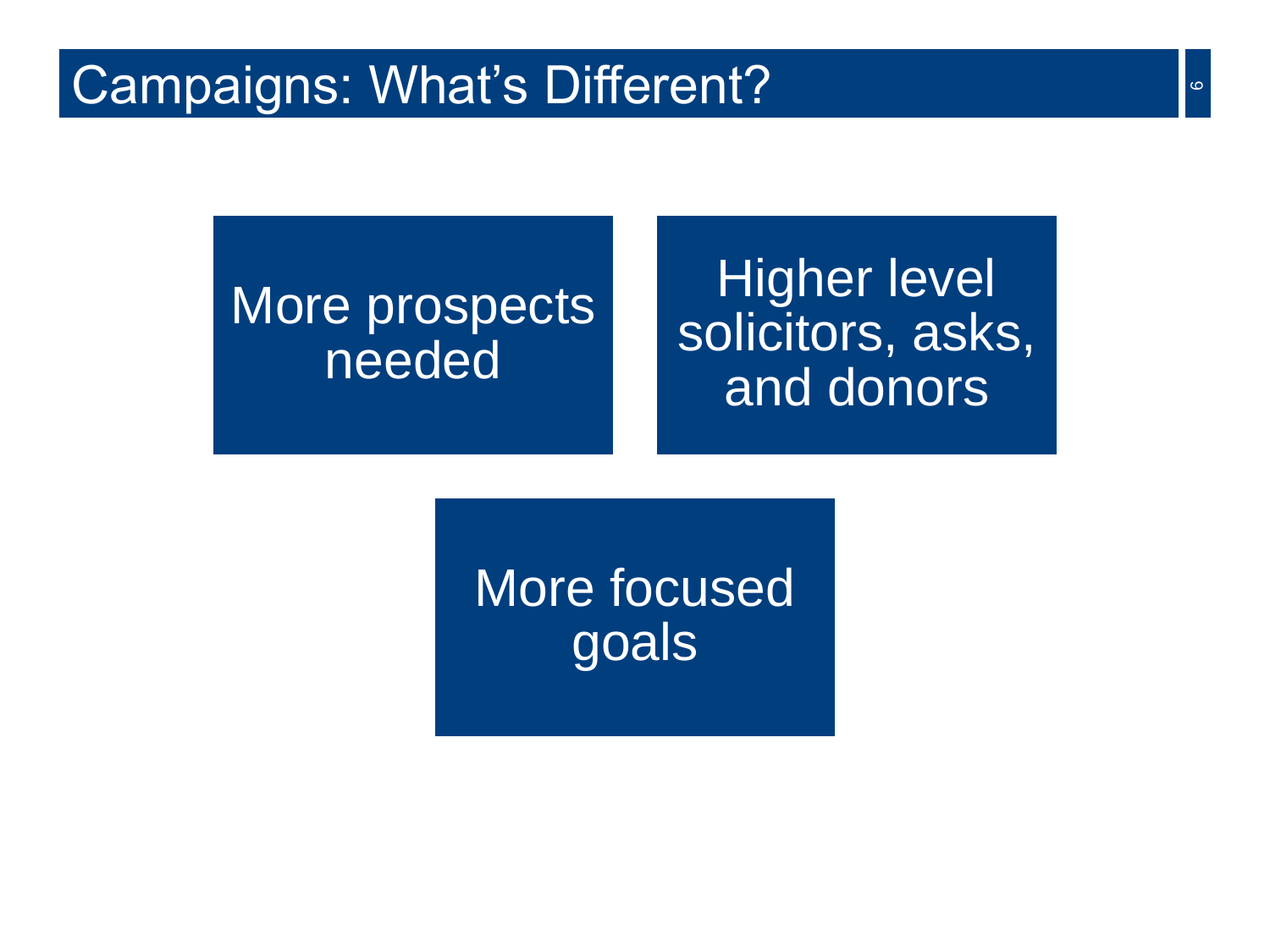# Campaigns: What's Different?

- More prospects needed
- Higher level solicitors, asks, and donors
- More focused goals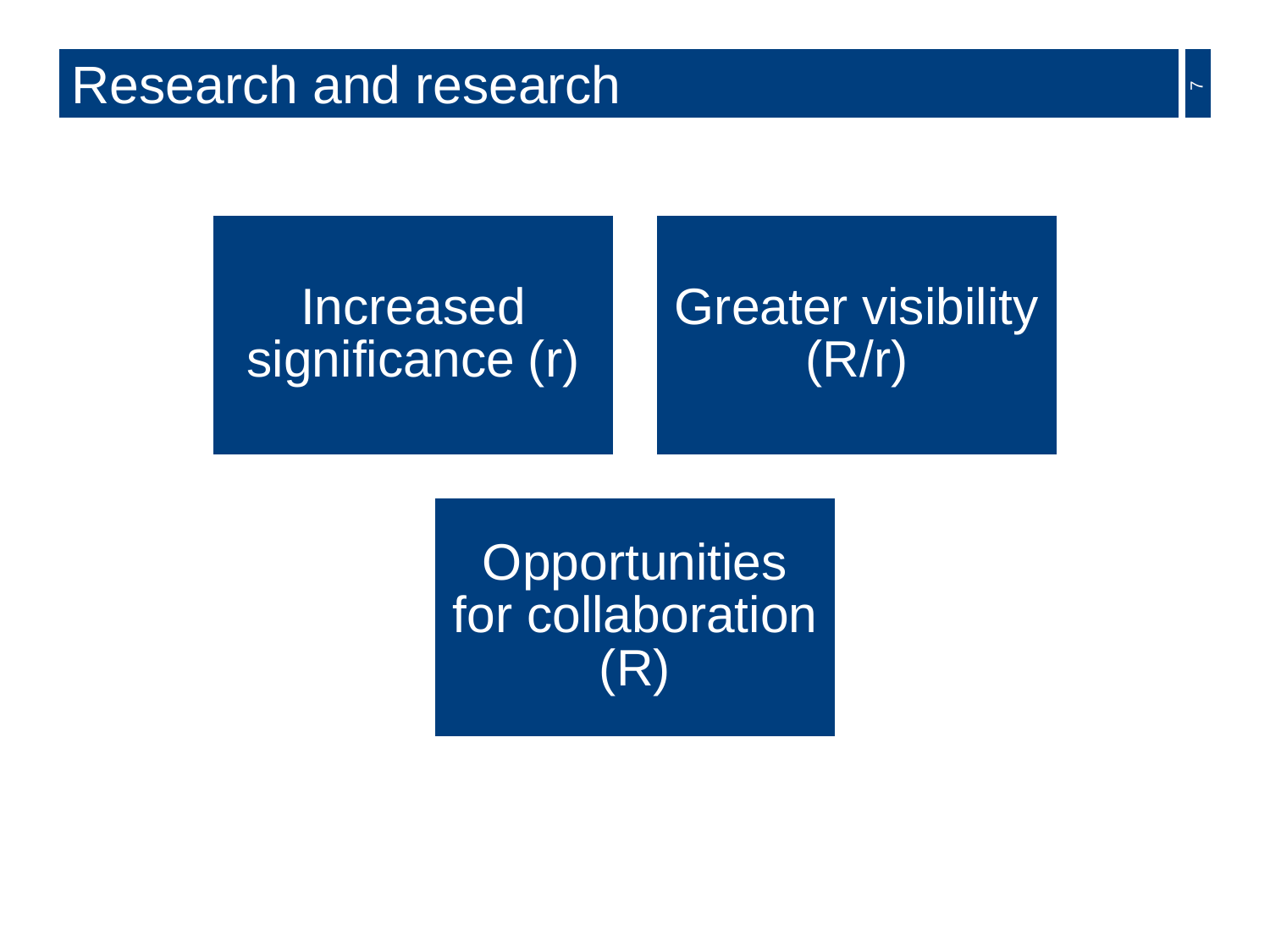# Research and research

Increased significance (r)

Greater visibility (R/r)

Opportunities for collaboration (R)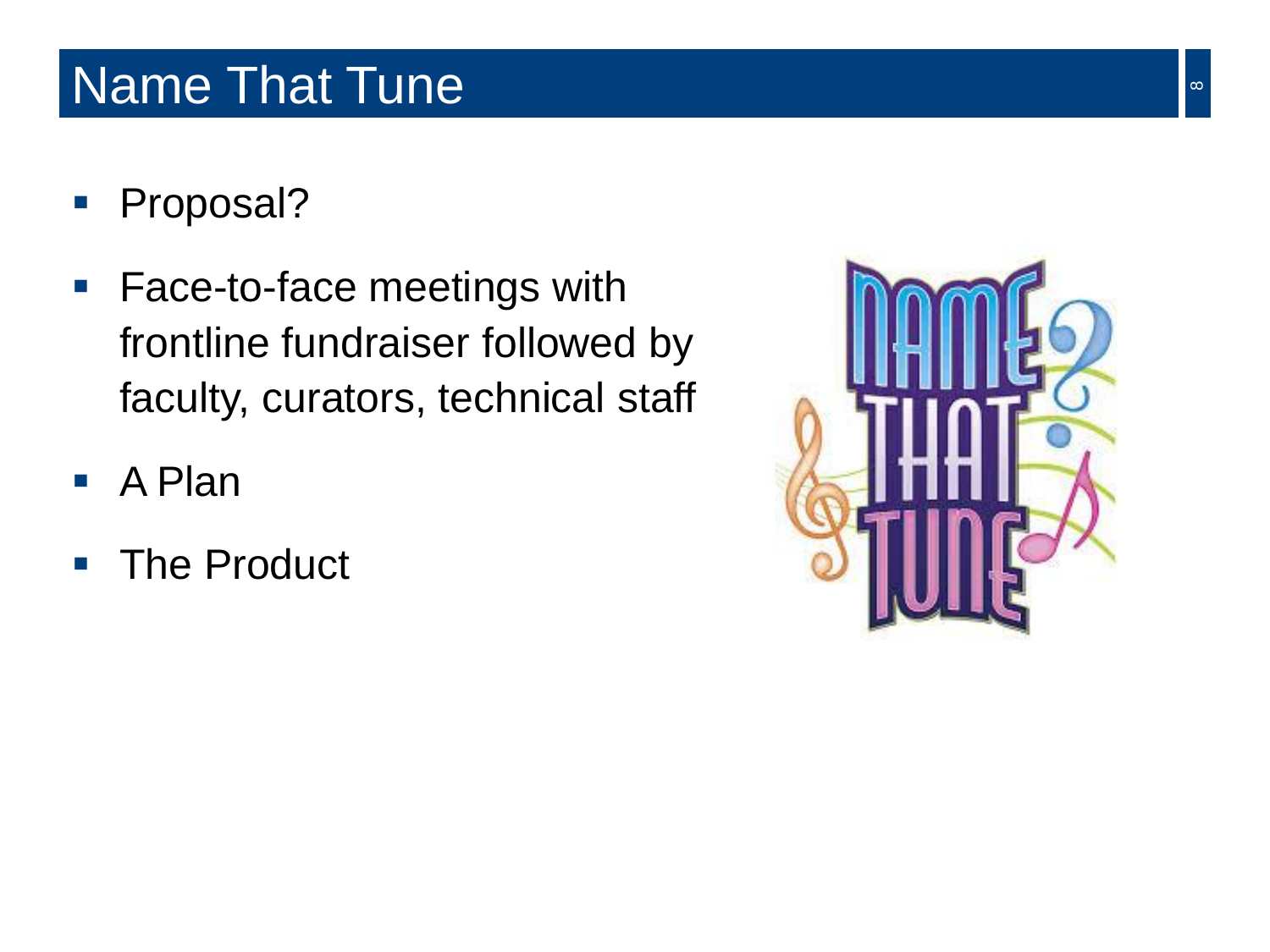# Name That Tune

- Proposal?
- Face-to-face meetings with frontline fundraiser followed by faculty, curators, technical staff
- A Plan
- The Product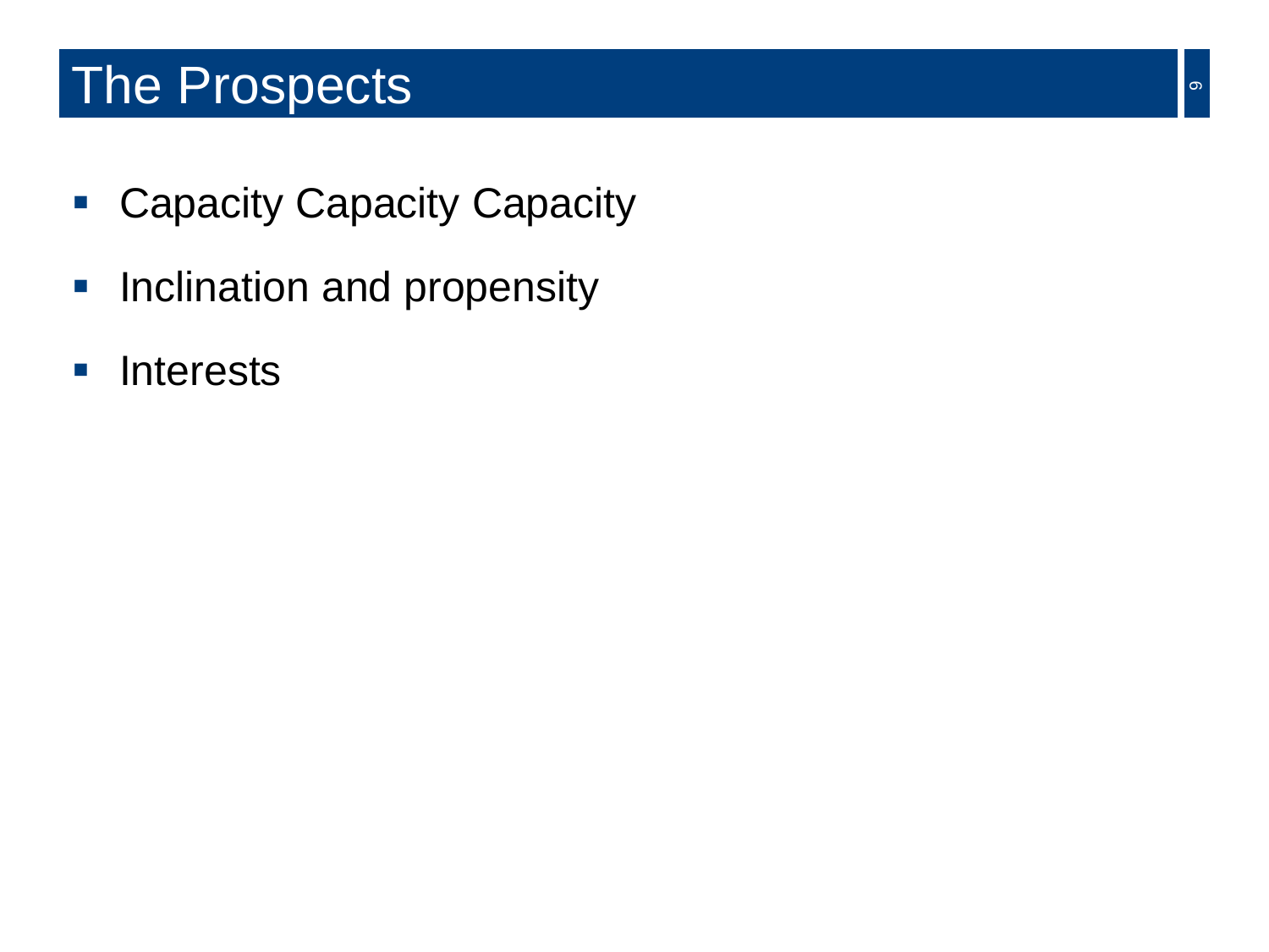# The Prospects

- Capacity Capacity Capacity
- Inclination and propensity
- Interests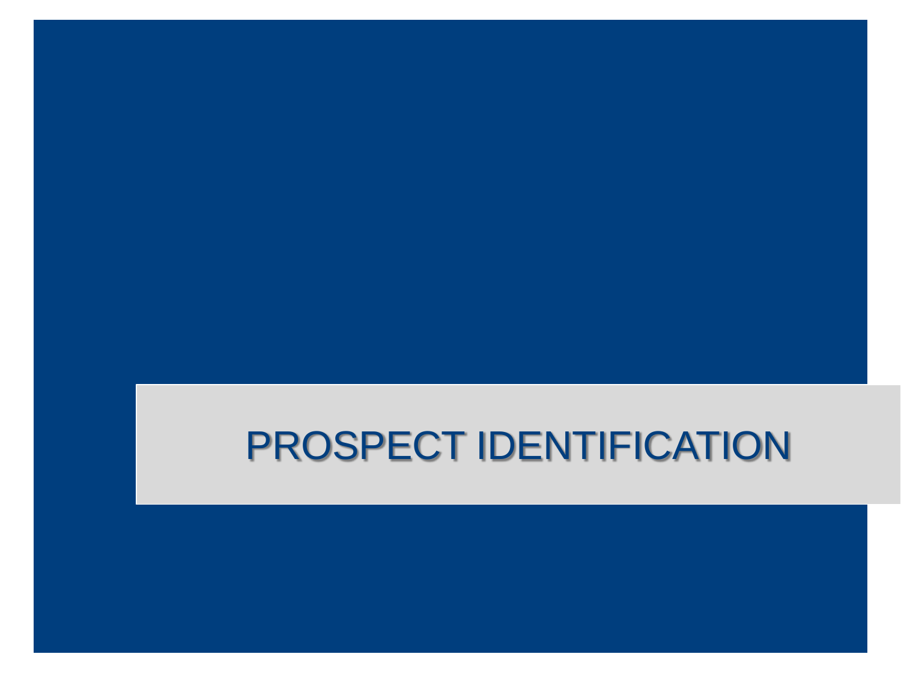# PROSPECT IDENTIFICATION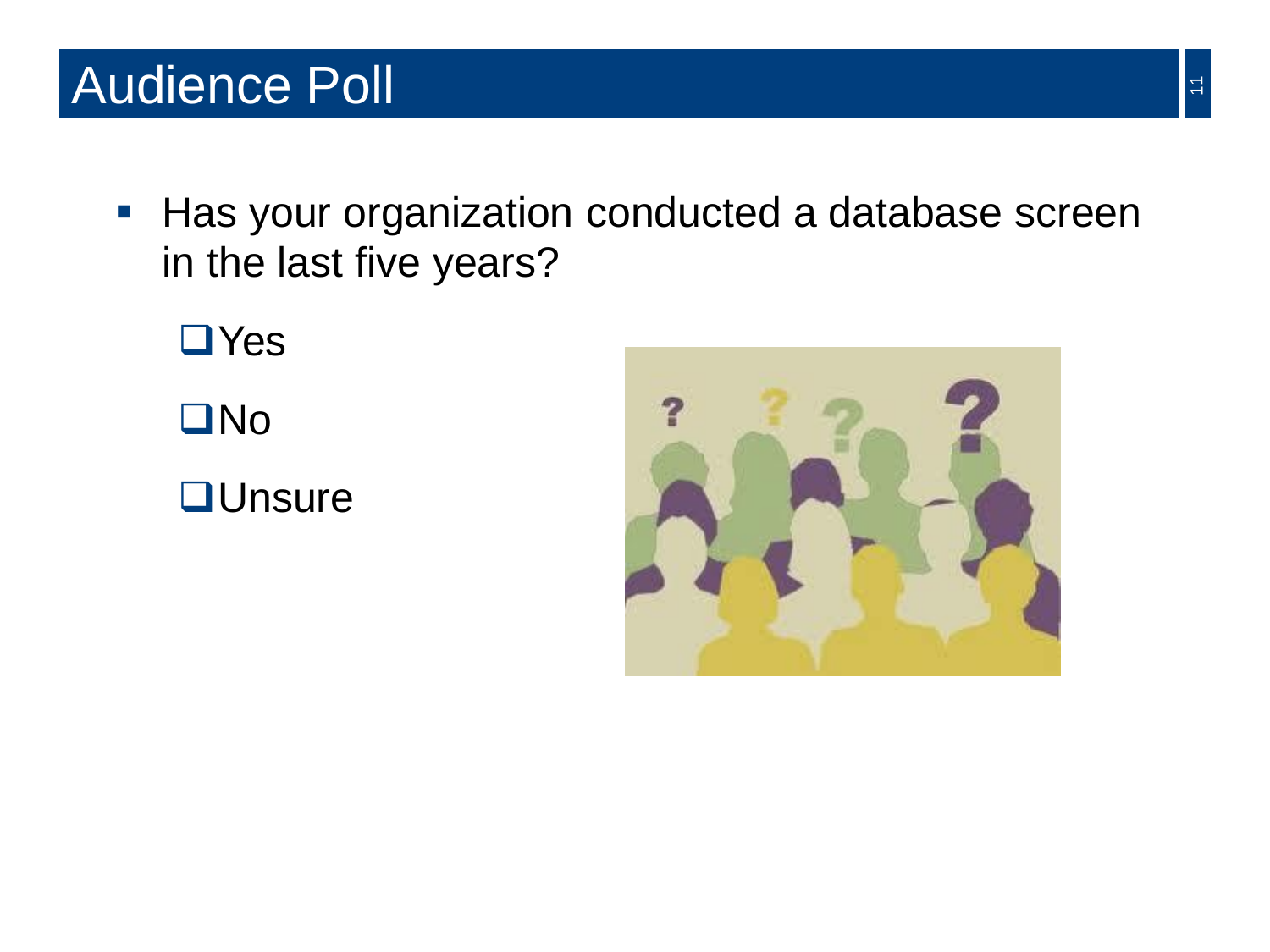# Audience Poll

- Has your organization conducted a database screen in the last five years?
  - ☐ Yes
  - ☐ No
  - ☐ Unsure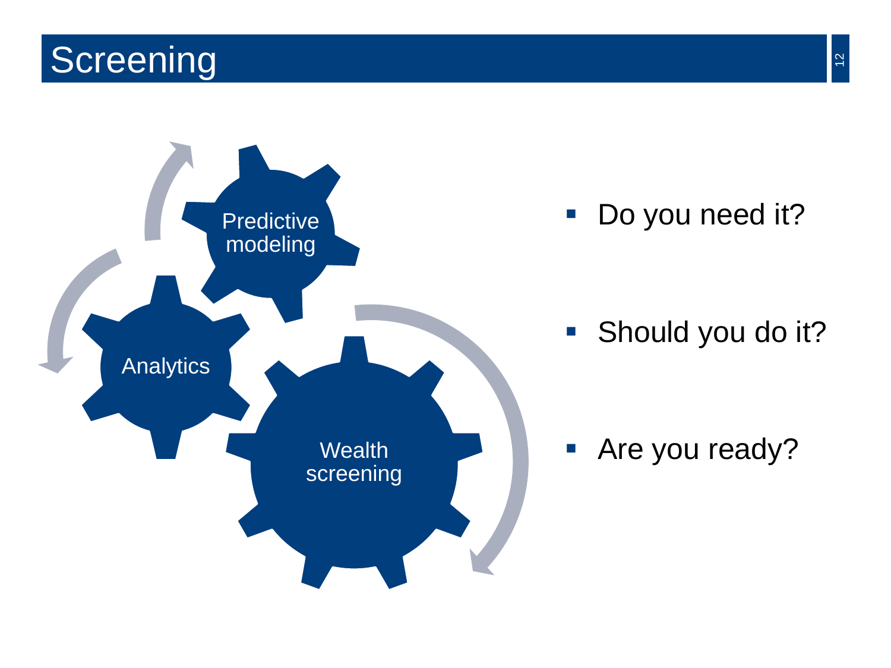# Screening

Predictive modeling

Analytics

Wealth screening

- Do you need it?
- Should you do it?
- Are you ready?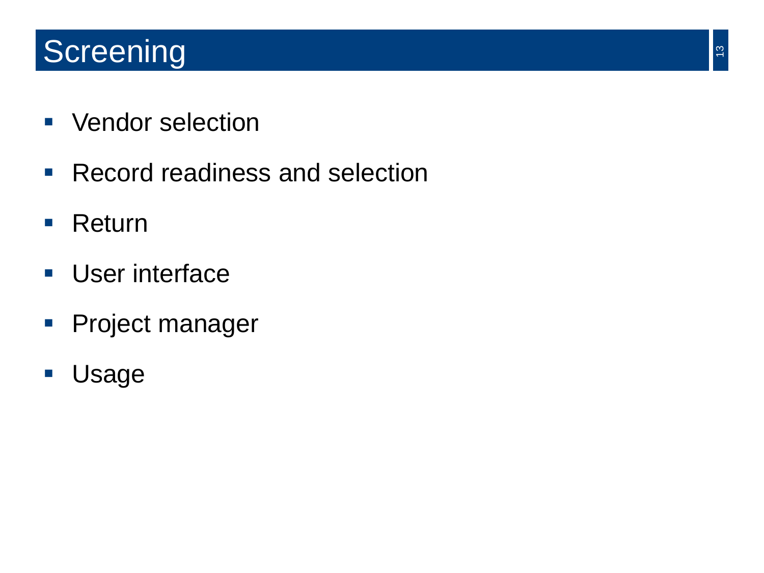# Screening

- Vendor selection
- Record readiness and selection
- Return
- User interface
- Project manager
- Usage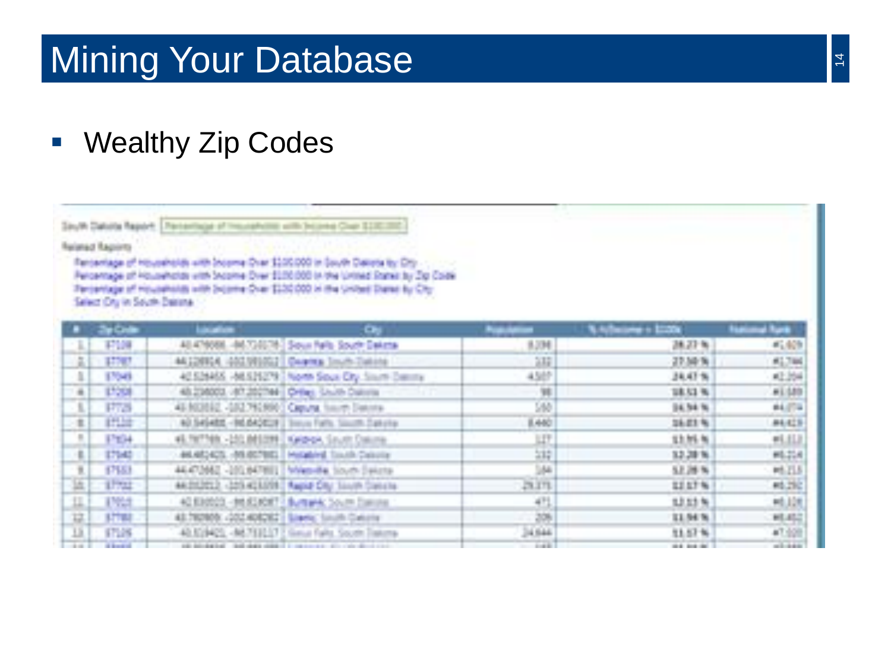# Mining Your Database

- Wealthy Zip Codes

South Dakota Report: Percentage of Households with Income Over $100,000

Related Reports

- Percentage of Households with Income Over $100,000 in South Dakota by City
- Percentage of Households with Income Over $100,000 in the United States by Zip Code
- Percentage of Households with Income Over $100,000 in the United States by City
- Select City in South Dakota

| # | Zip Code | Location | City | Population | % HHIncome > $100k | National Rank |
|---|---|---|---|---|---|---|
| 1 | 57108 | 43.476088, -96.716078 | Sioux Falls, South Dakota | 8,298 | 28.27 % | #1,609 |
| 2 | 57787 | 44.126914, -102.991012 | Owanka, South Dakota | 132 | 27.50 % | #1,744 |
| 3 | 57049 | 42.526455, -96.525279 | North Sioux City, South Dakota | 4,507 | 24.47 % | #2,264 |
| 4 | 57268 | 45.236003, -97.202744 | Ortley, South Dakota | 98 | 18.53 % | #3,189 |
| 5 | 57725 | 43.903552, -102.791990 | Caputa, South Dakota | 150 | 16.94 % | #4,074 |
| 6 | 57110 | 43.545488, -96.642028 | Sioux Falls, South Dakota | 8,440 | 16.03 % | #4,419 |
| 7 | 57634 | 45.797769, -101.865599 | Keldron, South Dakota | 127 | 13.95 % | #5,513 |
| 8 | 57540 | 44.482425, -99.607801 | Holabird, South Dakota | 132 | 12.28 % | #6,214 |
| 9 | 57553 | 44.472682, -101.647801 | Milesville, South Dakota | 184 | 12.28 % | #6,215 |
| 10 | 57702 | 44.050212, -103.415059 | Rapid City, South Dakota | 29,375 | 12.17 % | #6,292 |
| 11 | 57010 | 42.830023, -96.818087 | Burbank, South Dakota | 471 | 12.13 % | #6,328 |
| 12 | 57780 | 43.782909, -102.408262 | Scenic, South Dakota | 206 | 11.94 % | #6,452 |
| 13 | 57105 | 43.519421, -96.733117 | Sioux Falls, South Dakota | 24,644 | 11.57 % | #7,020 |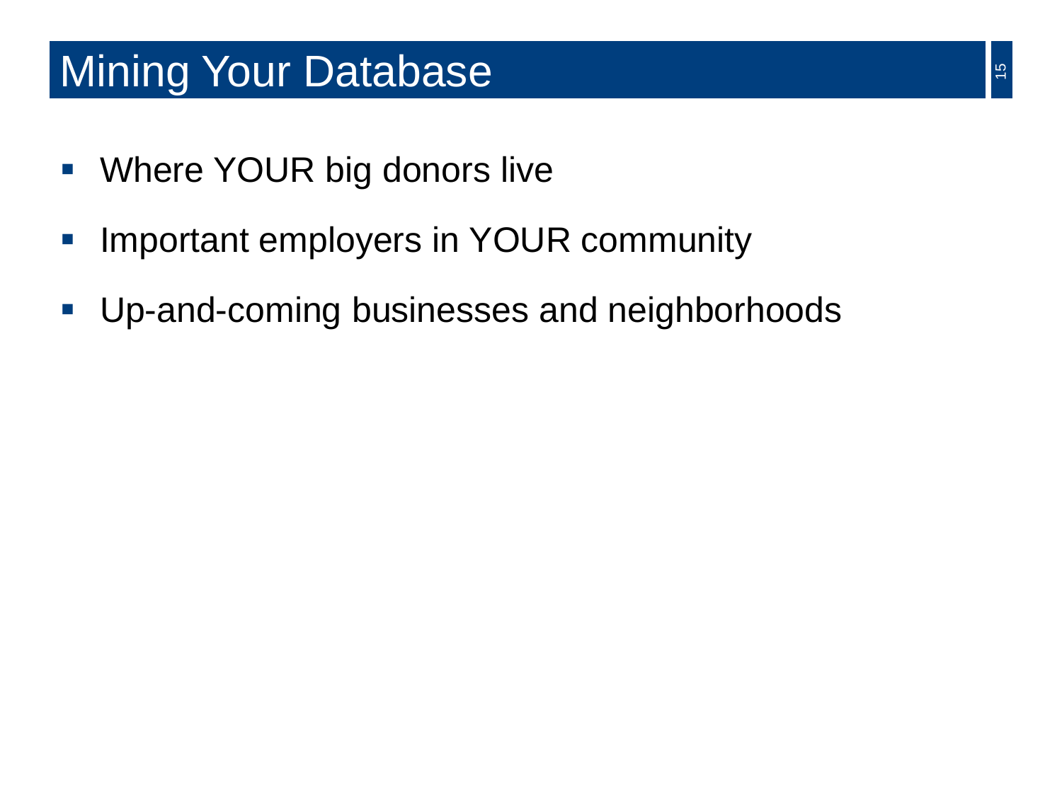# Mining Your Database

- Where YOUR big donors live
- Important employers in YOUR community
- Up-and-coming businesses and neighborhoods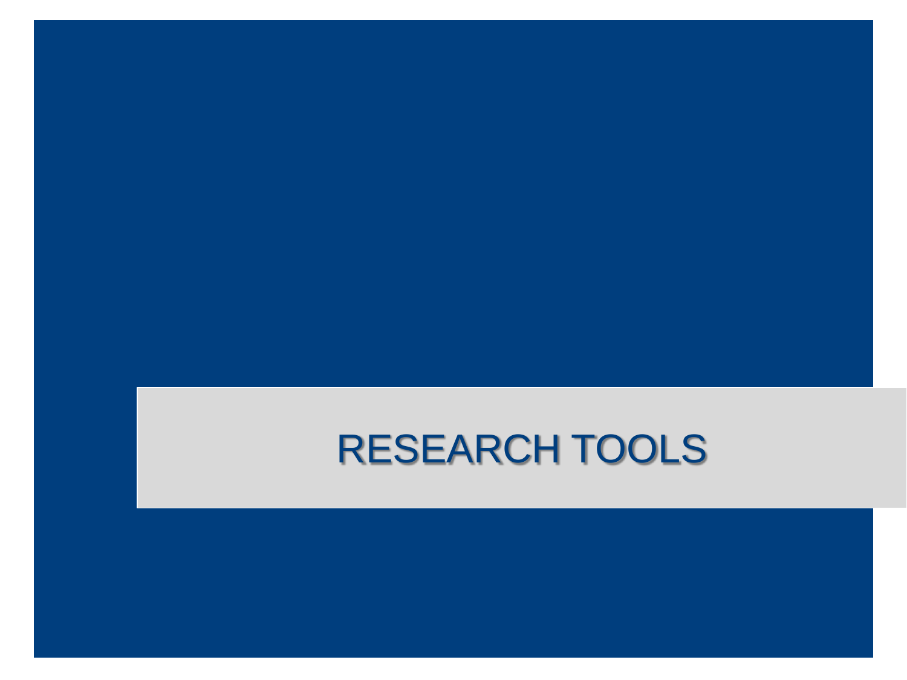# RESEARCH TOOLS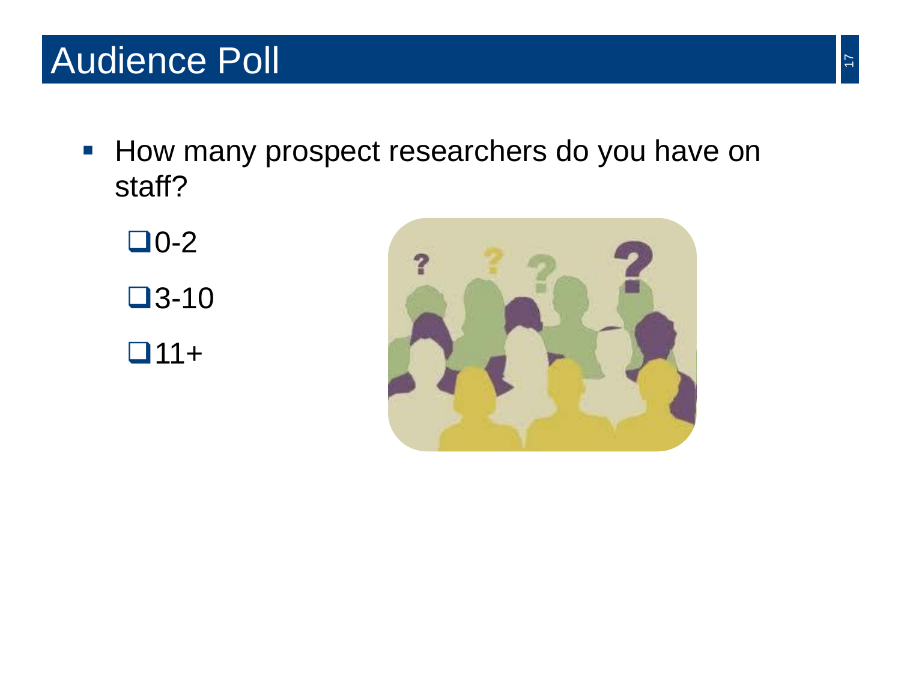# Audience Poll

- How many prospect researchers do you have on staff?
  - [ ] 0-2
  - [ ] 3-10
  - [ ] 11+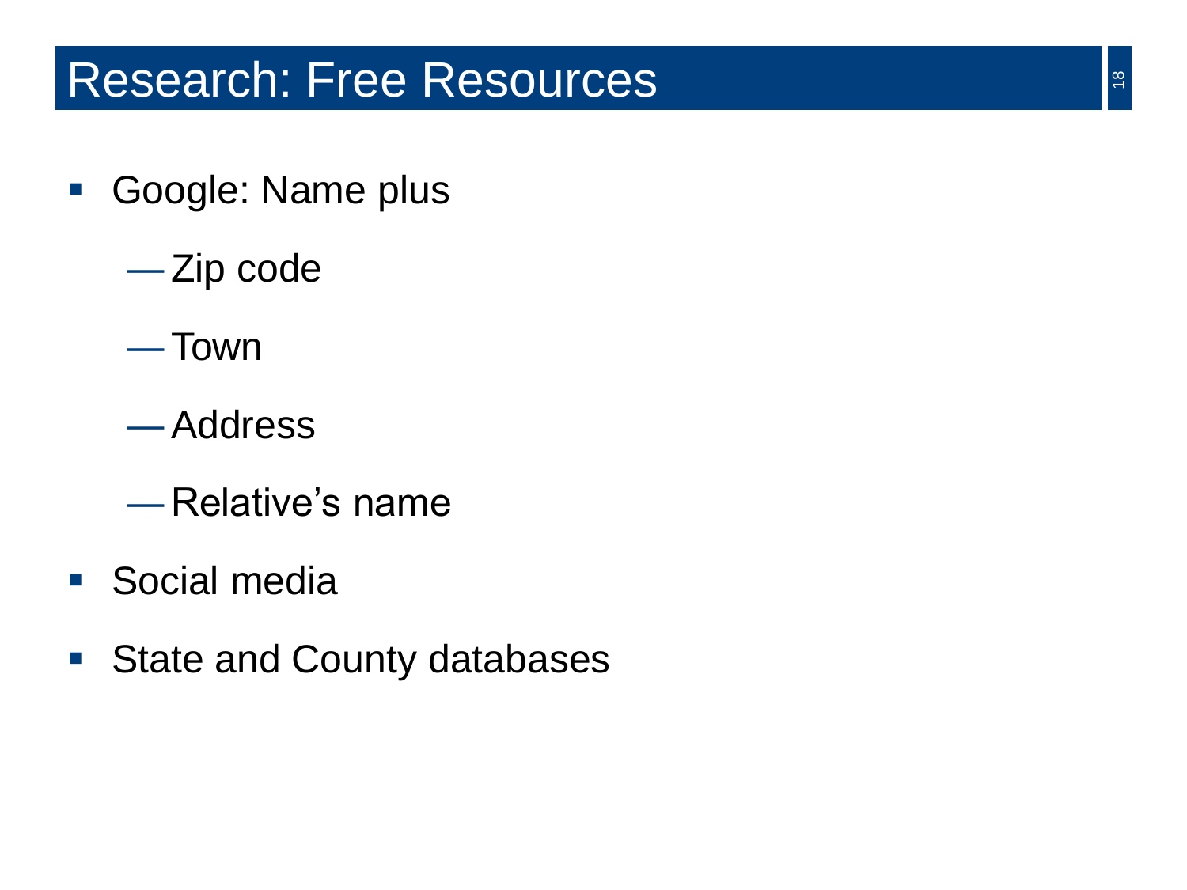# Research: Free Resources

- Google: Name plus
  - Zip code
  - Town
  - Address
  - Relative's name
- Social media
- State and County databases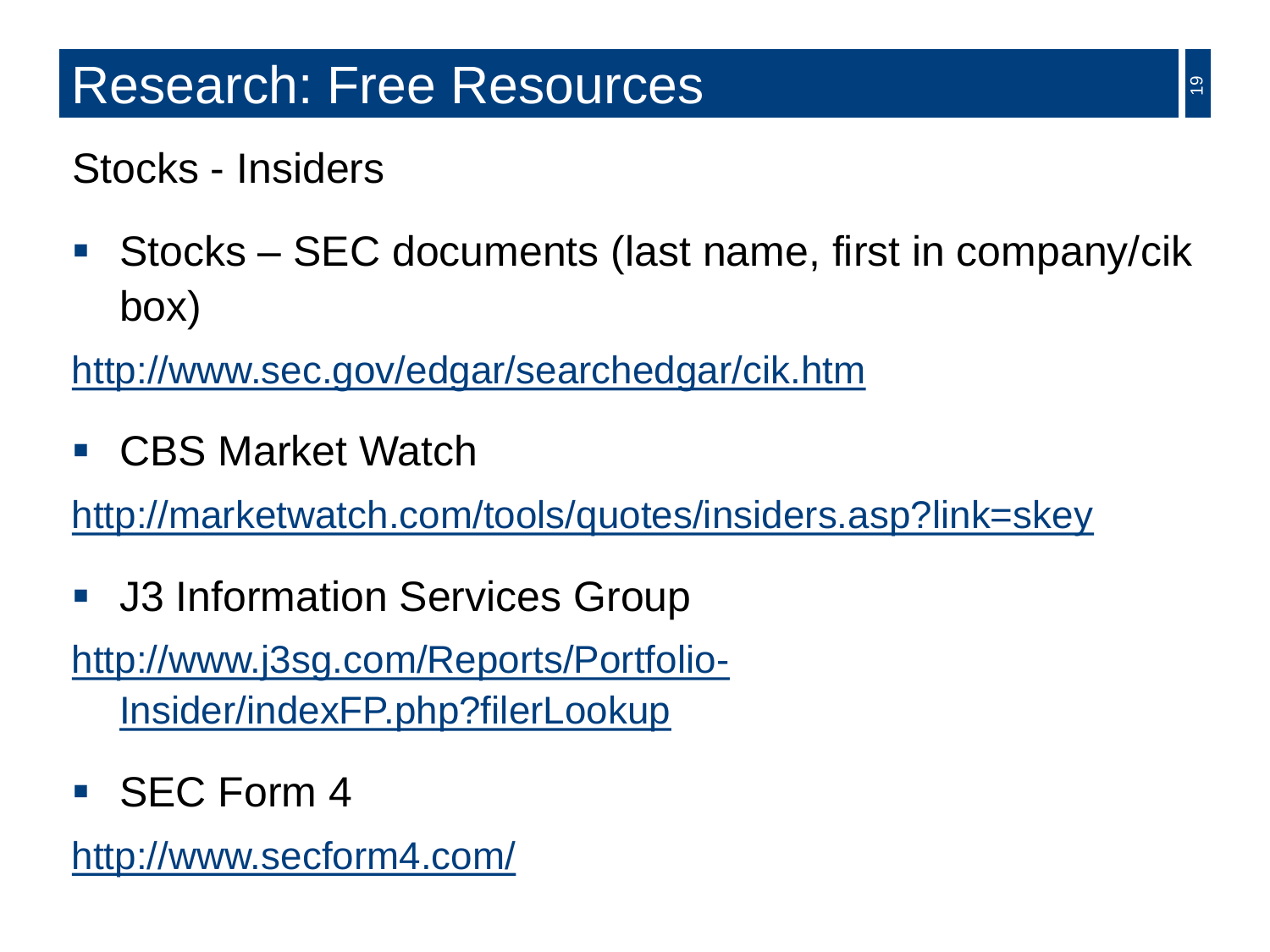# Research: Free Resources

Stocks - Insiders

- Stocks – SEC documents (last name, first in company/cik box)

http://www.sec.gov/edgar/searchedgar/cik.htm

- CBS Market Watch

http://marketwatch.com/tools/quotes/insiders.asp?link=skey

- J3 Information Services Group

http://www.j3sg.com/Reports/Portfolio-Insider/indexFP.php?filerLookup

- SEC Form 4

http://www.secform4.com/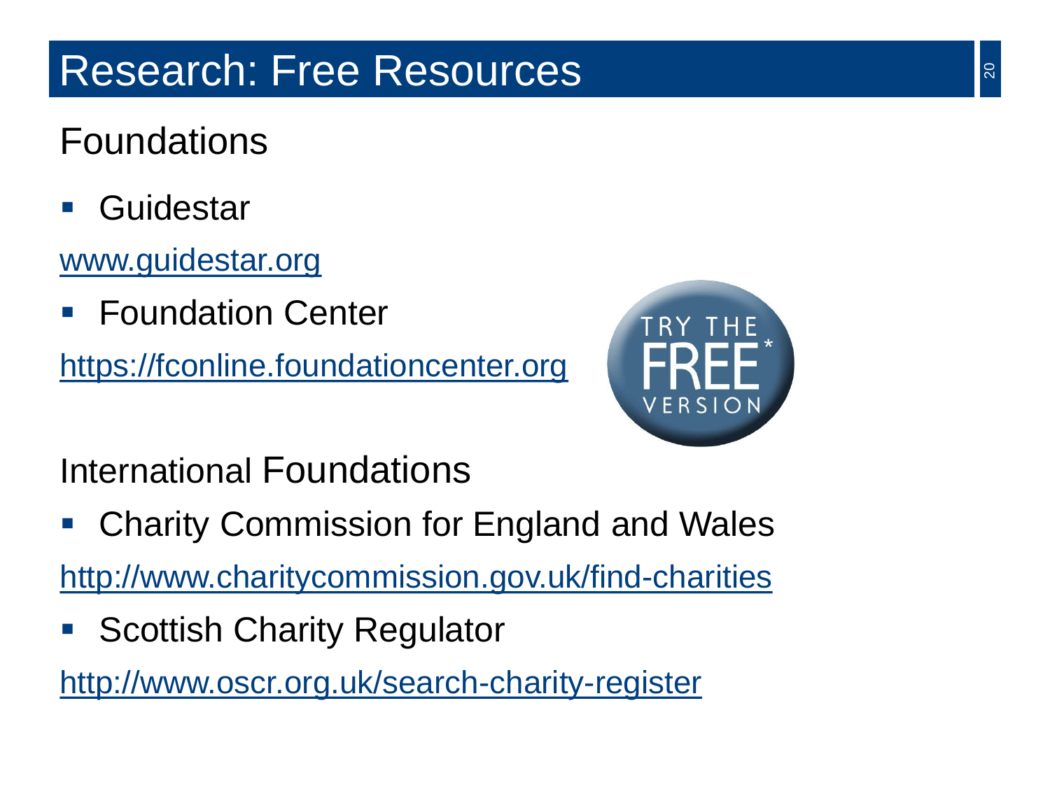# Research: Free Resources

## Foundations

- Guidestar

www.guidestar.org

- Foundation Center

https://fconline.foundationcenter.org

TRY THE FREE* VERSION

## International Foundations

- Charity Commission for England and Wales

http://www.charitycommission.gov.uk/find-charities

- Scottish Charity Regulator

http://www.oscr.org.uk/search-charity-register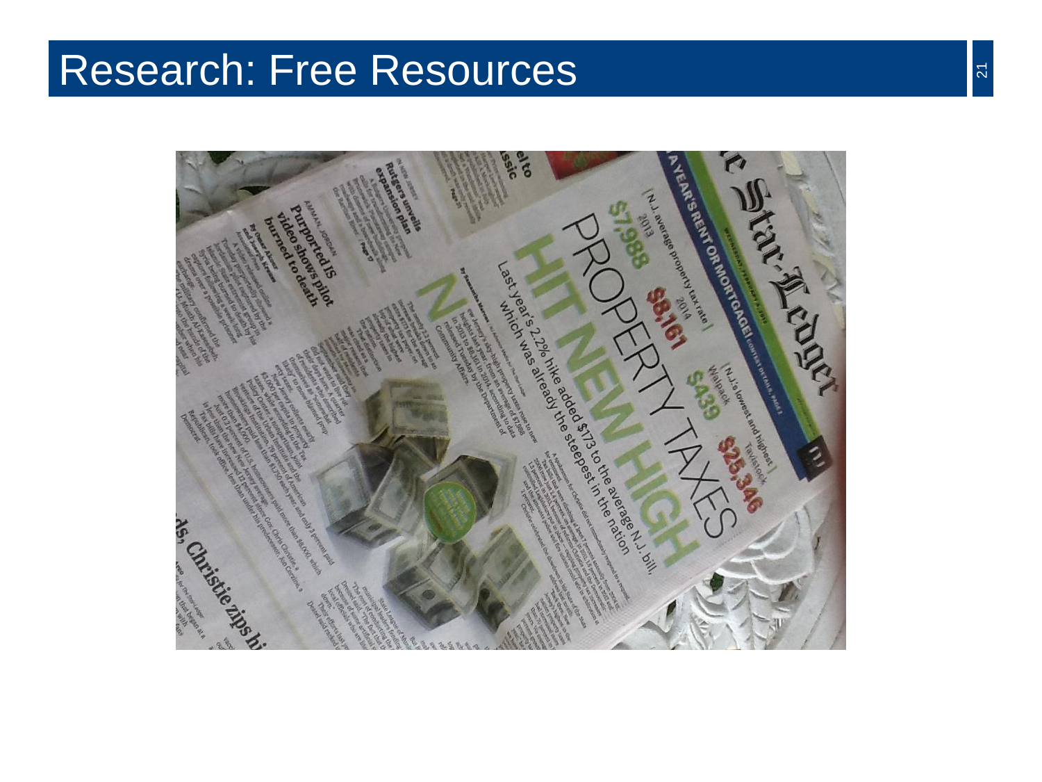# Research: Free Resources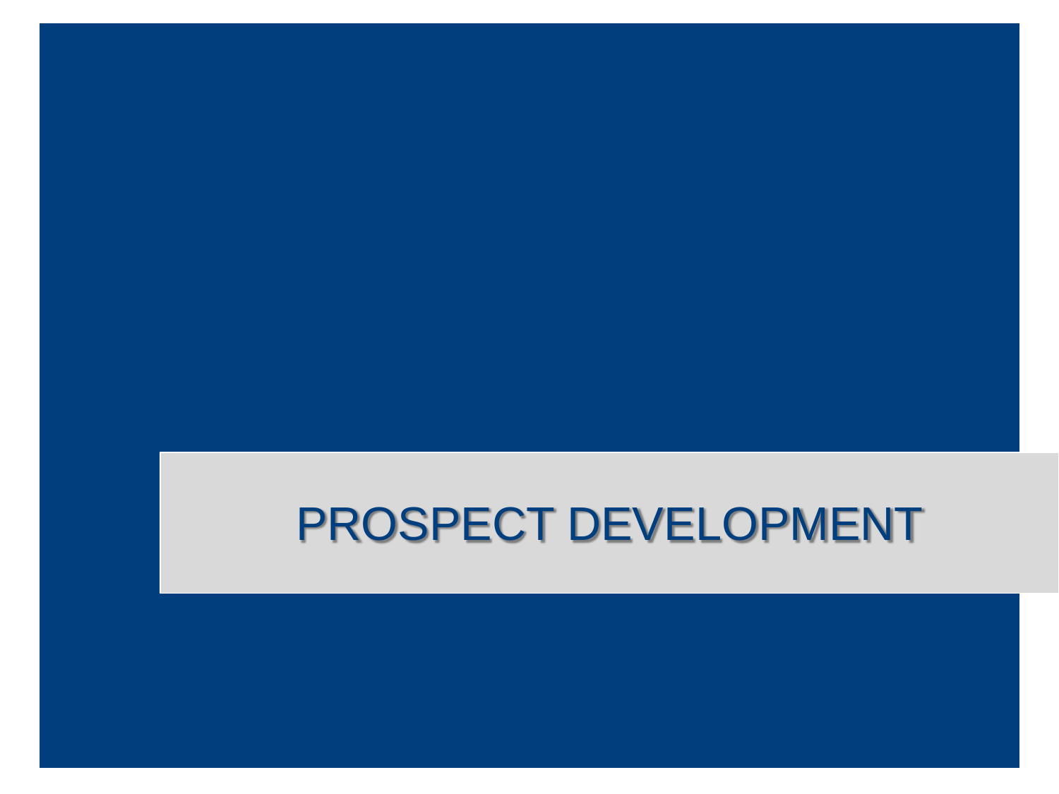# PROSPECT DEVELOPMENT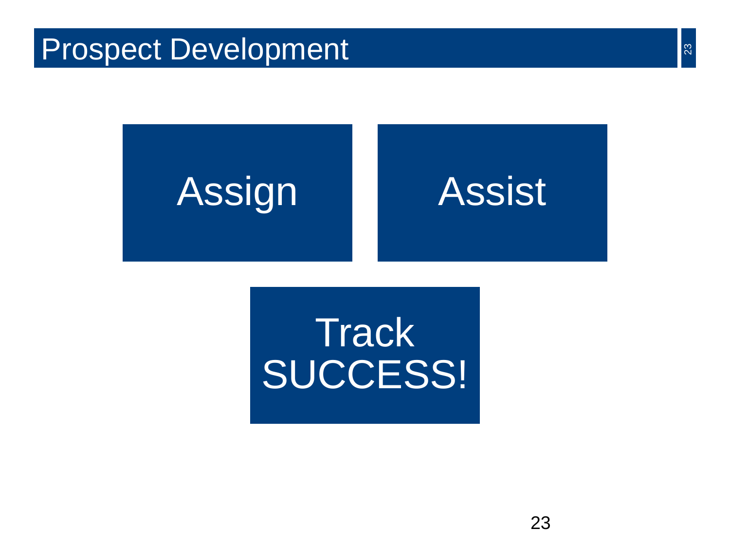# Prospect Development

Assign

Assist

Track SUCCESS!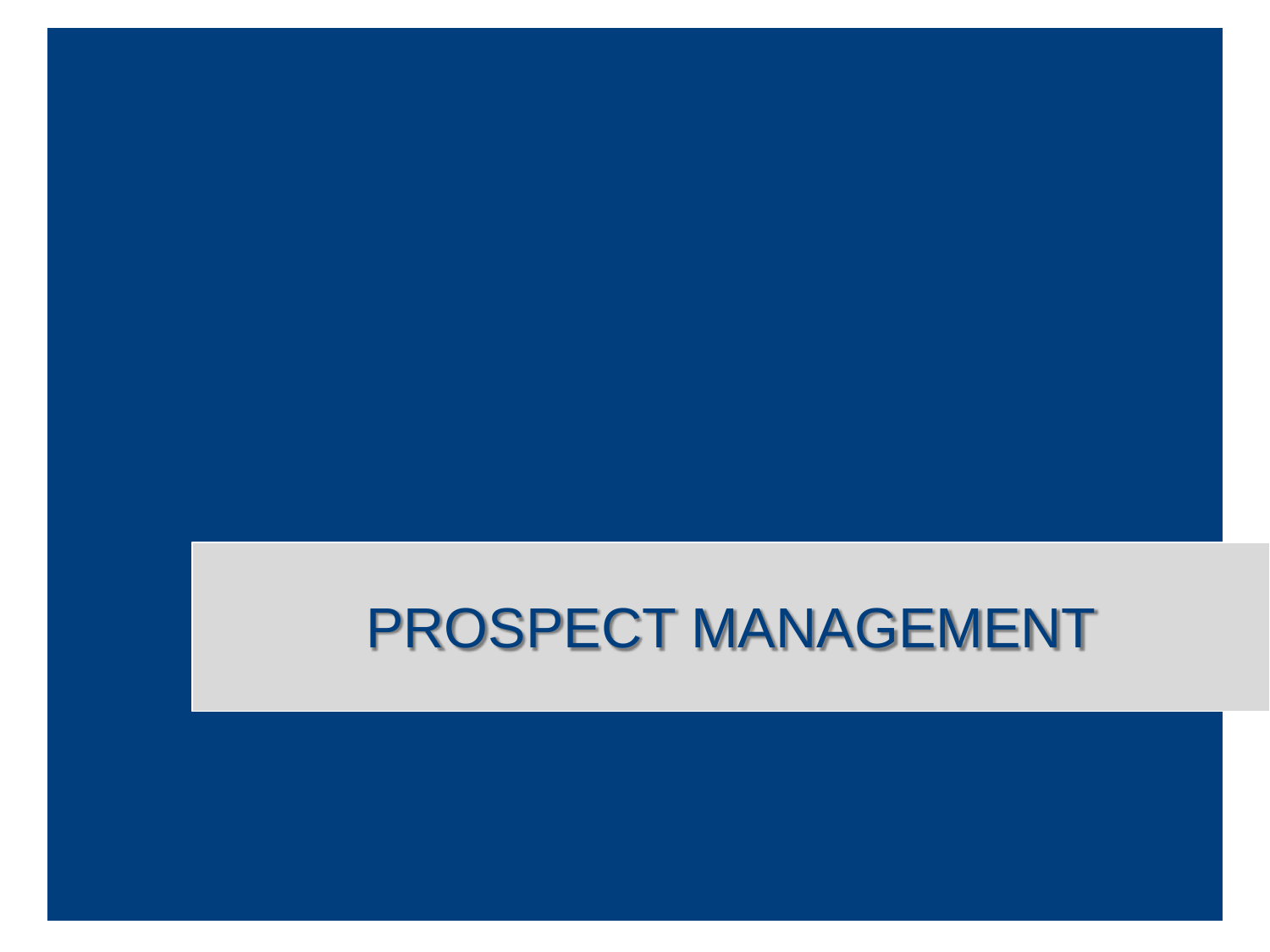# PROSPECT MANAGEMENT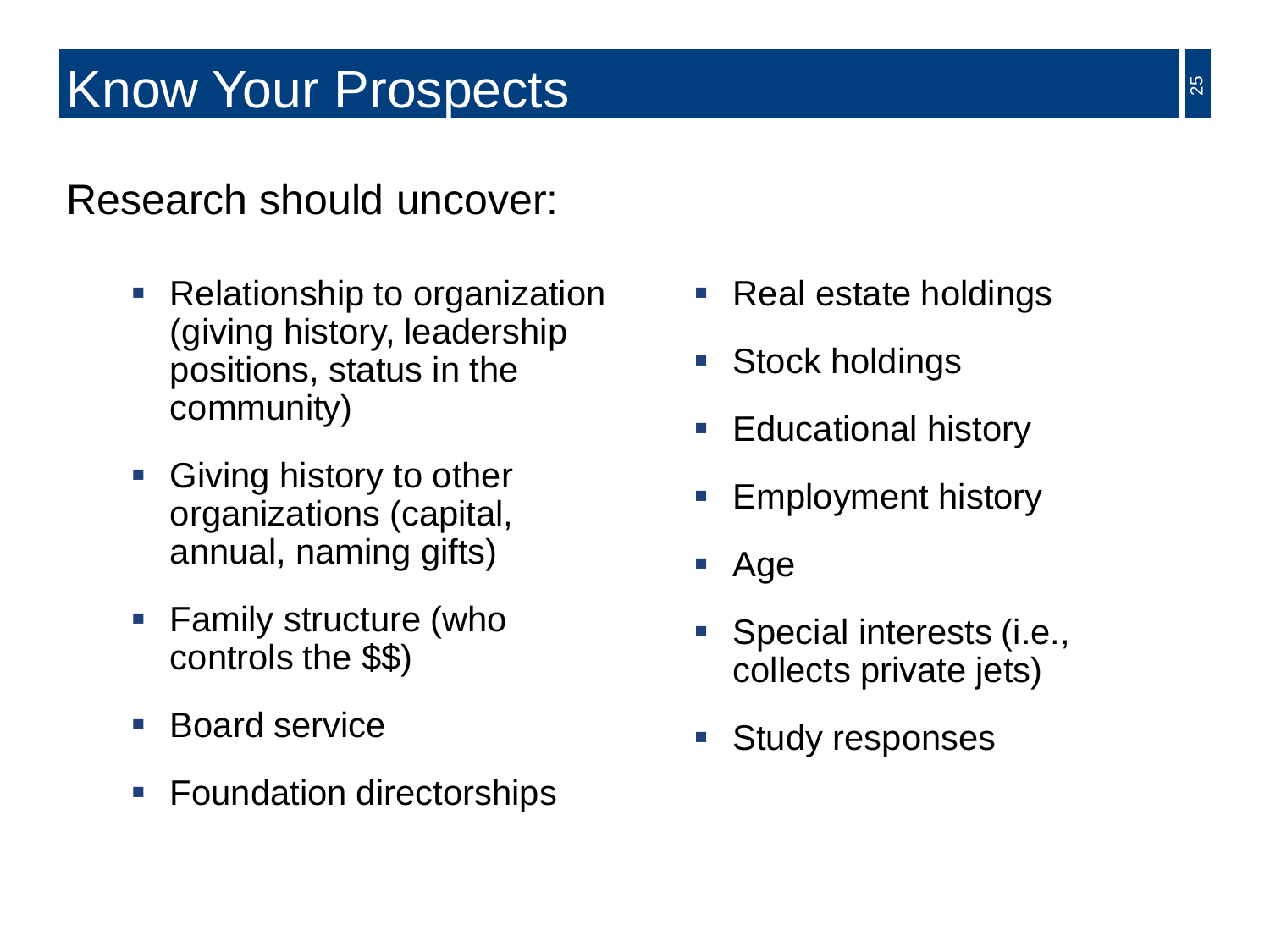# Know Your Prospects

Research should uncover:

- Relationship to organization (giving history, leadership positions, status in the community)
- Giving history to other organizations (capital, annual, naming gifts)
- Family structure (who controls the $$)
- Board service
- Foundation directorships
- Real estate holdings
- Stock holdings
- Educational history
- Employment history
- Age
- Special interests (i.e., collects private jets)
- Study responses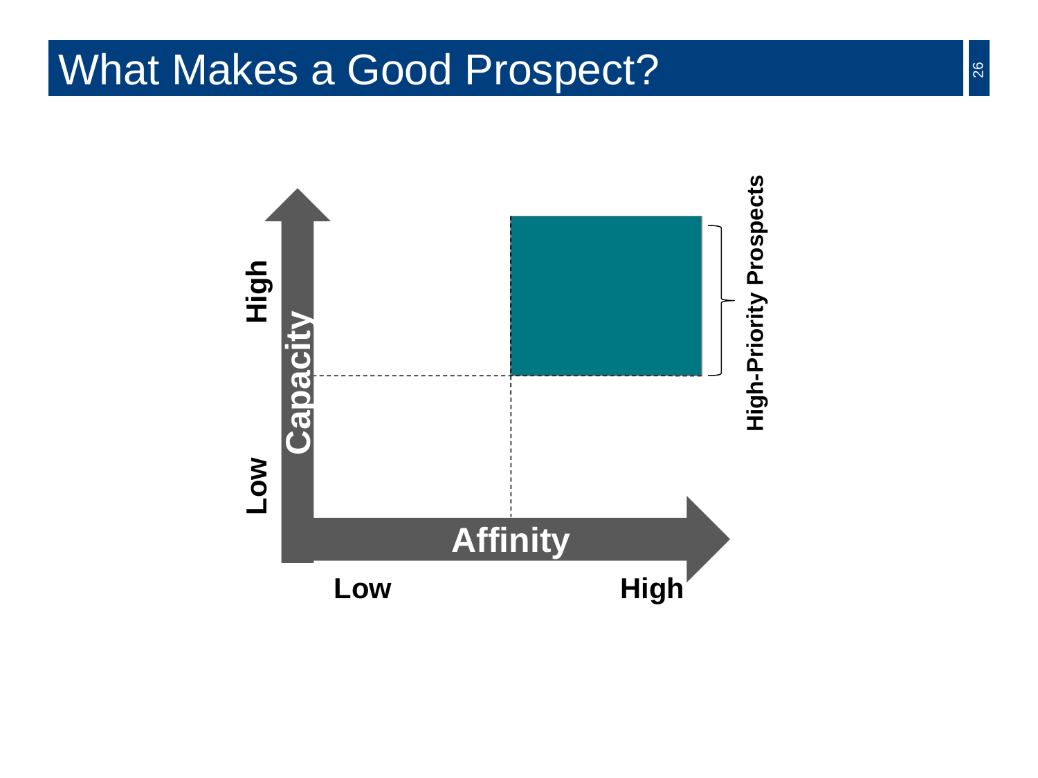# What Makes a Good Prospect?

Capacity

High

Low

Affinity

Low

High

High-Priority Prospects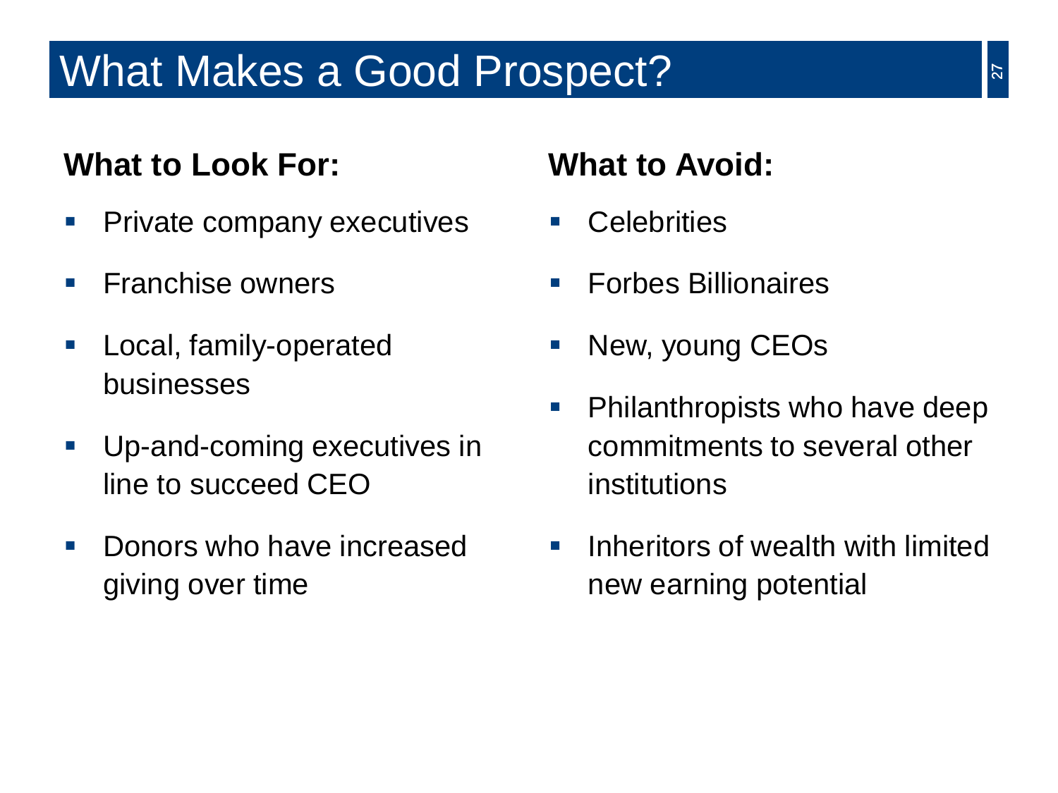# What Makes a Good Prospect?

**What to Look For:**

- Private company executives
- Franchise owners
- Local, family-operated businesses
- Up-and-coming executives in line to succeed CEO
- Donors who have increased giving over time

**What to Avoid:**

- Celebrities
- Forbes Billionaires
- New, young CEOs
- Philanthropists who have deep commitments to several other institutions
- Inheritors of wealth with limited new earning potential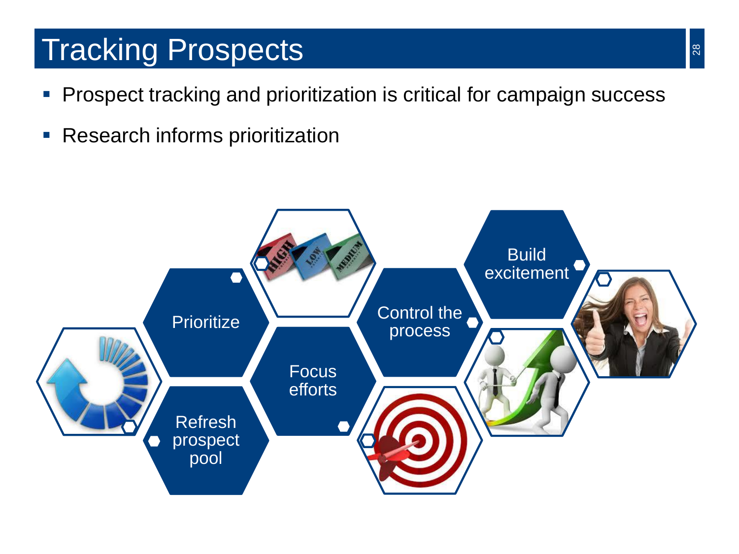# Tracking Prospects

- Prospect tracking and prioritization is critical for campaign success
- Research informs prioritization

Prioritize

Refresh prospect pool

Focus efforts

Control the process

Build excitement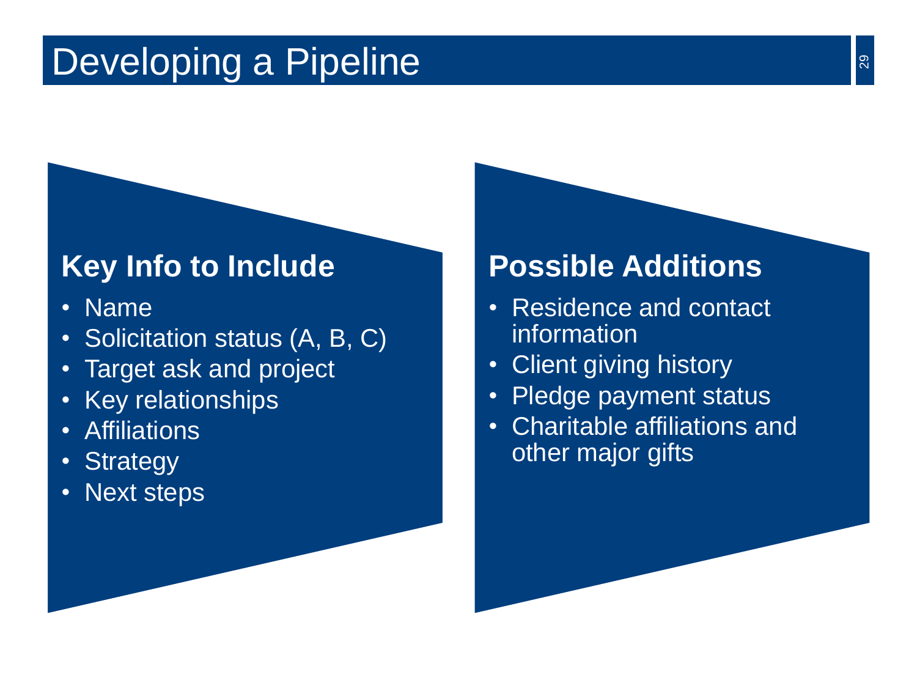# Developing a Pipeline

## Key Info to Include

- Name
- Solicitation status (A, B, C)
- Target ask and project
- Key relationships
- Affiliations
- Strategy
- Next steps

## Possible Additions

- Residence and contact information
- Client giving history
- Pledge payment status
- Charitable affiliations and other major gifts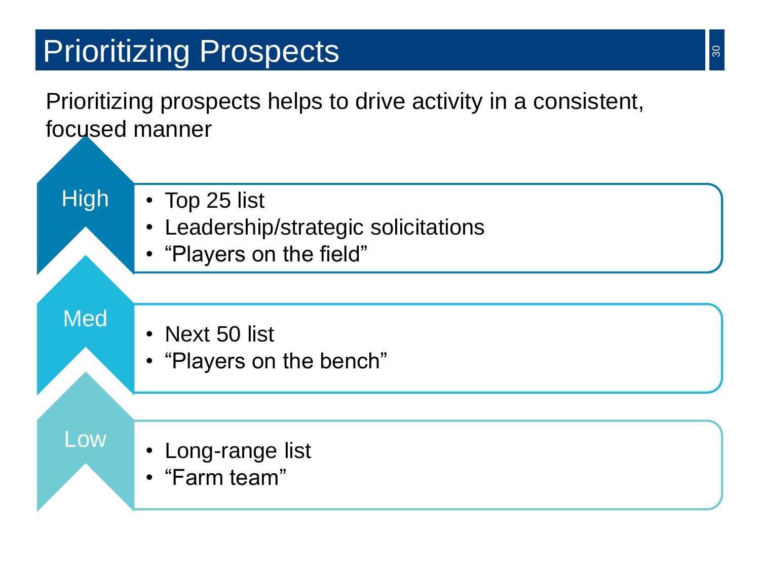# Prioritizing Prospects

Prioritizing prospects helps to drive activity in a consistent, focused manner

**High**

- Top 25 list
- Leadership/strategic solicitations
- “Players on the field”

**Med**

- Next 50 list
- “Players on the bench”

**Low**

- Long-range list
- “Farm team”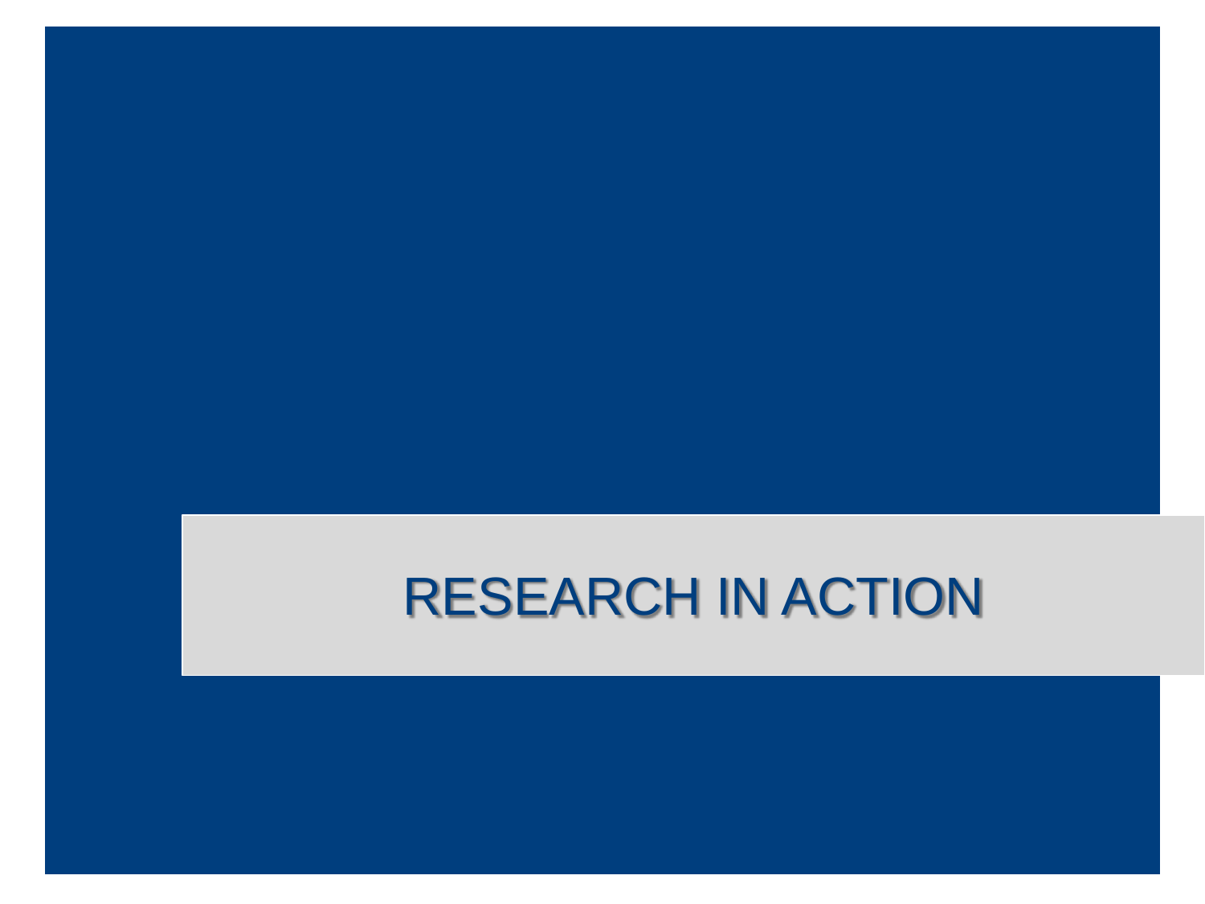# RESEARCH IN ACTION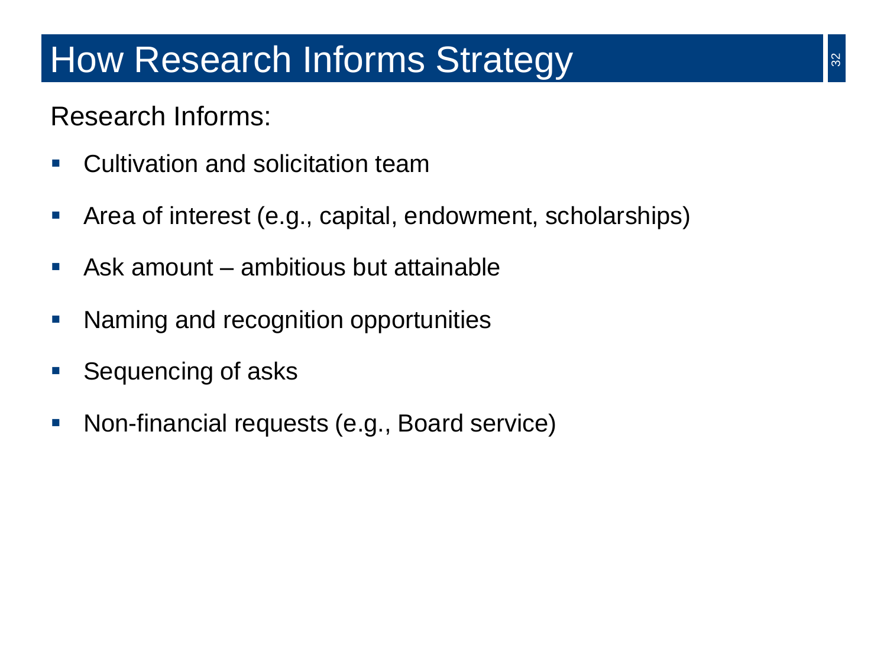# How Research Informs Strategy

Research Informs:

- Cultivation and solicitation team
- Area of interest (e.g., capital, endowment, scholarships)
- Ask amount – ambitious but attainable
- Naming and recognition opportunities
- Sequencing of asks
- Non-financial requests (e.g., Board service)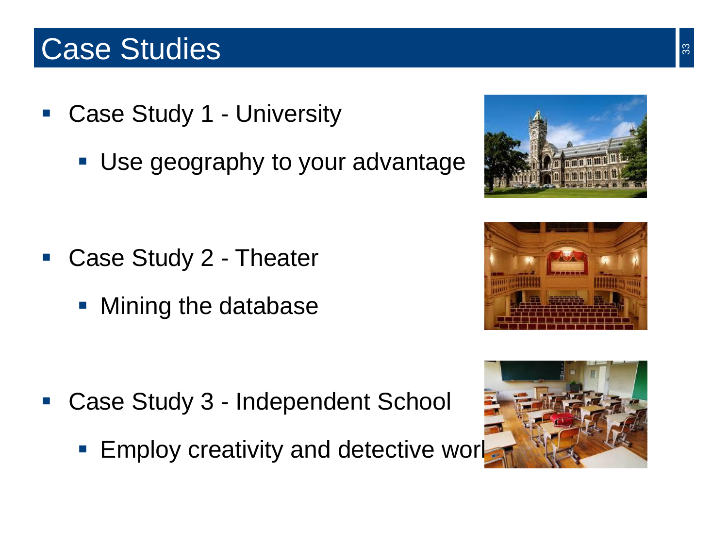# Case Studies

- Case Study 1 - University
  - Use geography to your advantage

- Case Study 2 - Theater
  - Mining the database

- Case Study 3 - Independent School
  - Employ creativity and detective work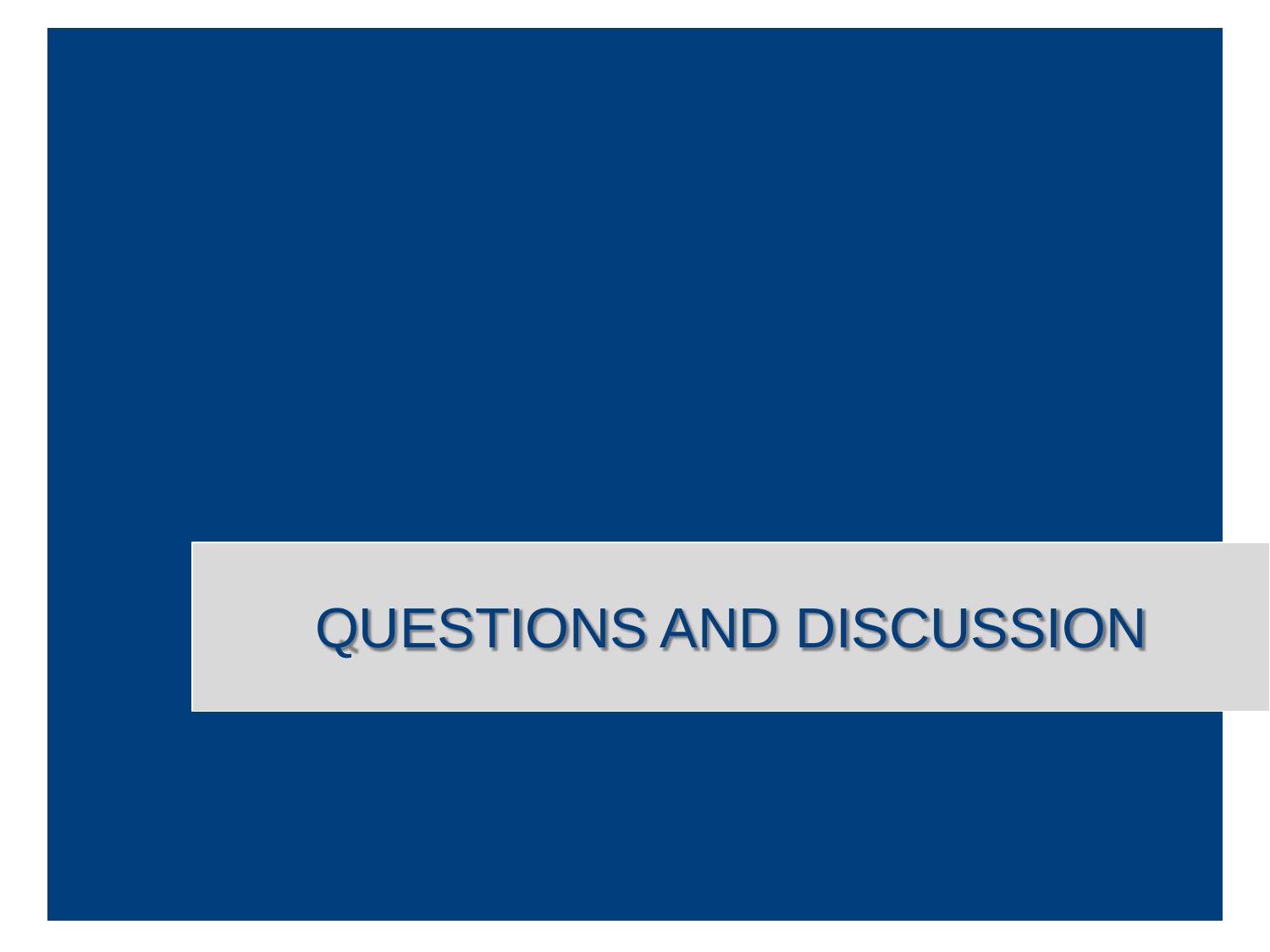# QUESTIONS AND DISCUSSION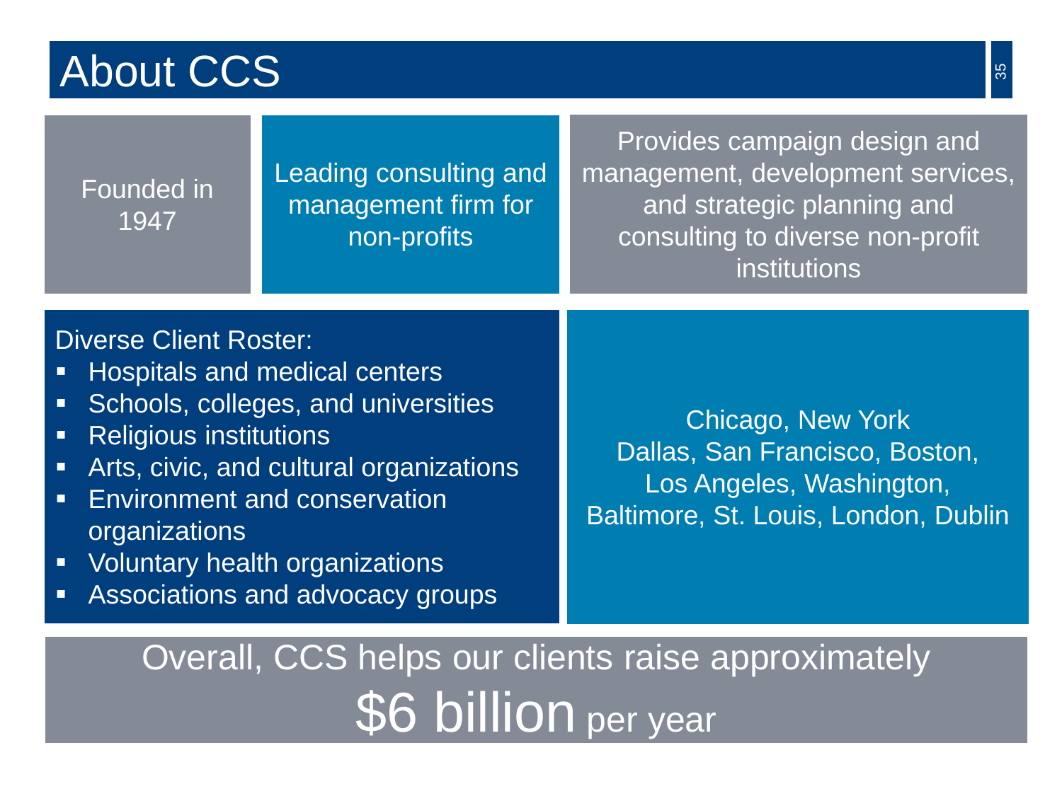# About CCS

Founded in 1947

Leading consulting and management firm for non-profits

Provides campaign design and management, development services, and strategic planning and consulting to diverse non-profit institutions

Diverse Client Roster:

- Hospitals and medical centers
- Schools, colleges, and universities
- Religious institutions
- Arts, civic, and cultural organizations
- Environment and conservation organizations
- Voluntary health organizations
- Associations and advocacy groups

Chicago, New York
Dallas, San Francisco, Boston, Los Angeles, Washington, Baltimore, St. Louis, London, Dublin

Overall, CCS helps our clients raise approximately **$6 billion** per year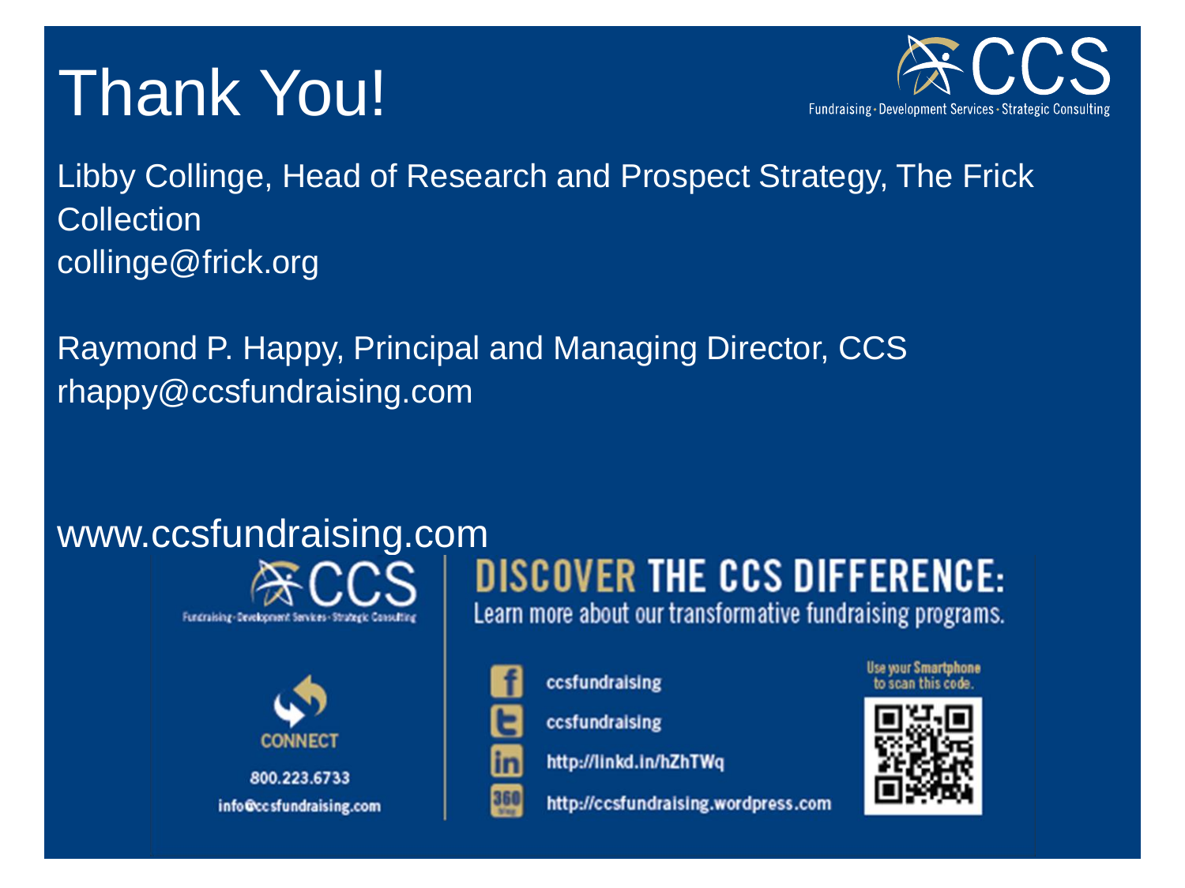# Thank You!

CCS

Fundraising · Development Services · Strategic Consulting

Libby Collinge, Head of Research and Prospect Strategy, The Frick Collection
collinge@frick.org

Raymond P. Happy, Principal and Managing Director, CCS
rhappy@ccsfundraising.com

www.ccsfundraising.com

CCS

Fundraising · Development Services · Strategic Consulting

CONNECT

800.223.6733

info@ccsfundraising.com

**DISCOVER THE CCS DIFFERENCE:**

Learn more about our transformative fundraising programs.

ccsfundraising

ccsfundraising

http://linkd.in/hZhTWq

http://ccsfundraising.wordpress.com

Use your Smartphone to scan this code.